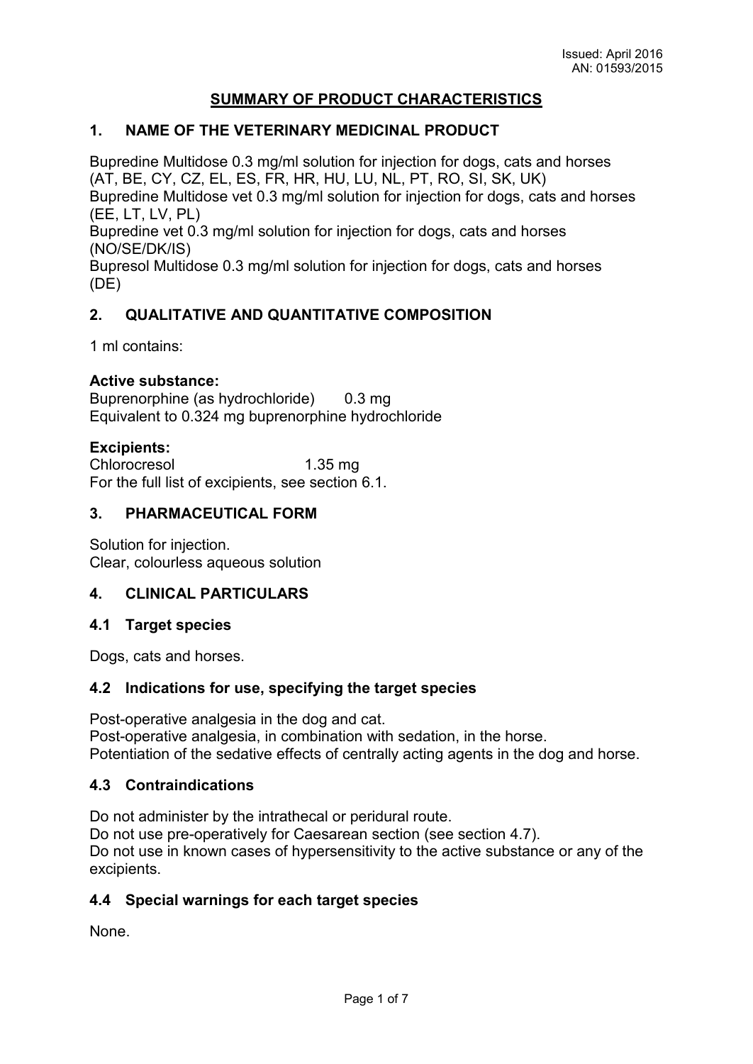Issued: April 2016
AN: 01593/2015

# SUMMARY OF PRODUCT CHARACTERISTICS

## 1. NAME OF THE VETERINARY MEDICINAL PRODUCT

Bupredine Multidose 0.3 mg/ml solution for injection for dogs, cats and horses (AT, BE, CY, CZ, EL, ES, FR, HR, HU, LU, NL, PT, RO, SI, SK, UK)
Bupredine Multidose vet 0.3 mg/ml solution for injection for dogs, cats and horses (EE, LT, LV, PL)
Bupredine vet 0.3 mg/ml solution for injection for dogs, cats and horses (NO/SE/DK/IS)
Bupresol Multidose 0.3 mg/ml solution for injection for dogs, cats and horses (DE)

## 2. QUALITATIVE AND QUANTITATIVE COMPOSITION

1 ml contains:

**Active substance:**
Buprenorphine (as hydrochloride) 0.3 mg
Equivalent to 0.324 mg buprenorphine hydrochloride

**Excipients:**
Chlorocresol 1.35 mg
For the full list of excipients, see section 6.1.

## 3. PHARMACEUTICAL FORM

Solution for injection.
Clear, colourless aqueous solution

## 4. CLINICAL PARTICULARS

### 4.1 Target species

Dogs, cats and horses.

### 4.2 Indications for use, specifying the target species

Post-operative analgesia in the dog and cat.
Post-operative analgesia, in combination with sedation, in the horse.
Potentiation of the sedative effects of centrally acting agents in the dog and horse.

### 4.3 Contraindications

Do not administer by the intrathecal or peridural route.
Do not use pre-operatively for Caesarean section (see section 4.7).
Do not use in known cases of hypersensitivity to the active substance or any of the excipients.

### 4.4 Special warnings for each target species

None.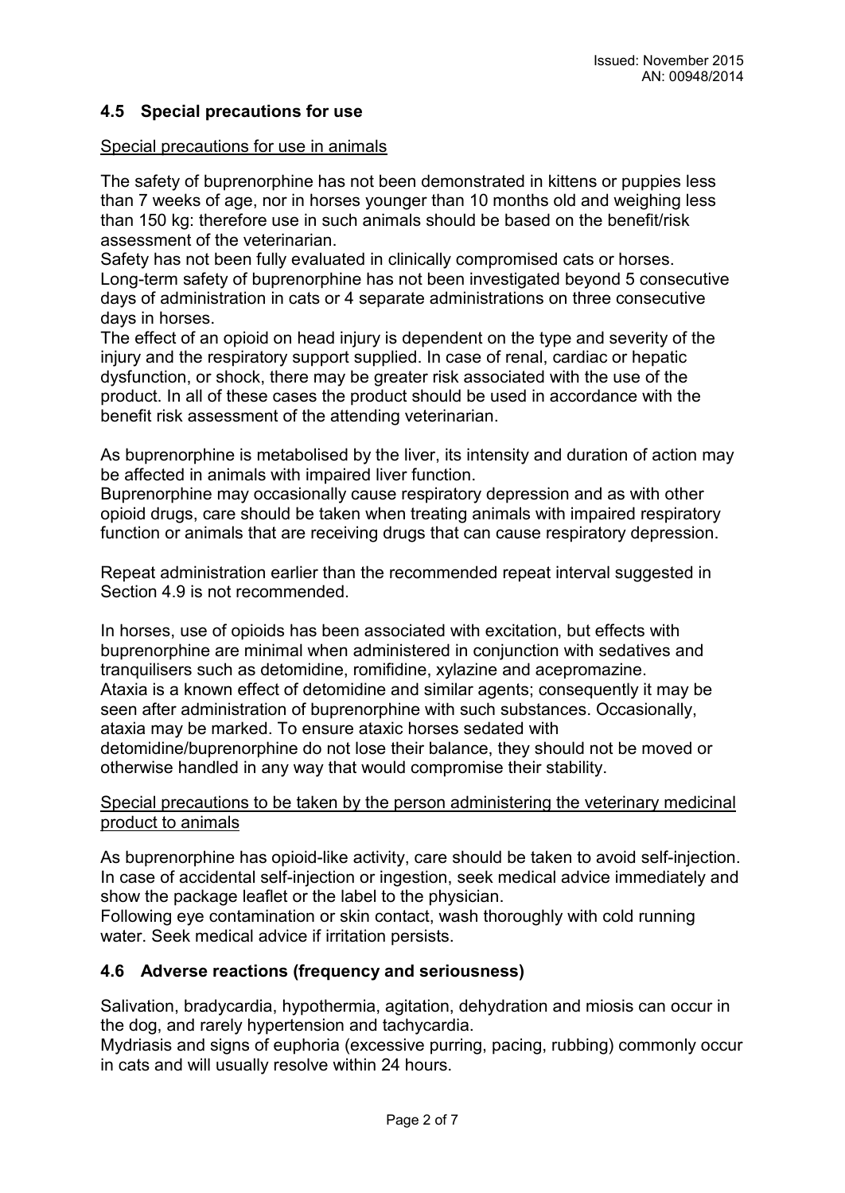## 4.5 Special precautions for use

Special precautions for use in animals

The safety of buprenorphine has not been demonstrated in kittens or puppies less than 7 weeks of age, nor in horses younger than 10 months old and weighing less than 150 kg: therefore use in such animals should be based on the benefit/risk assessment of the veterinarian.
Safety has not been fully evaluated in clinically compromised cats or horses.
Long-term safety of buprenorphine has not been investigated beyond 5 consecutive days of administration in cats or 4 separate administrations on three consecutive days in horses.
The effect of an opioid on head injury is dependent on the type and severity of the injury and the respiratory support supplied. In case of renal, cardiac or hepatic dysfunction, or shock, there may be greater risk associated with the use of the product. In all of these cases the product should be used in accordance with the benefit risk assessment of the attending veterinarian.

As buprenorphine is metabolised by the liver, its intensity and duration of action may be affected in animals with impaired liver function.
Buprenorphine may occasionally cause respiratory depression and as with other opioid drugs, care should be taken when treating animals with impaired respiratory function or animals that are receiving drugs that can cause respiratory depression.

Repeat administration earlier than the recommended repeat interval suggested in Section 4.9 is not recommended.

In horses, use of opioids has been associated with excitation, but effects with buprenorphine are minimal when administered in conjunction with sedatives and tranquilisers such as detomidine, romifidine, xylazine and acepromazine.
Ataxia is a known effect of detomidine and similar agents; consequently it may be seen after administration of buprenorphine with such substances. Occasionally, ataxia may be marked. To ensure ataxic horses sedated with detomidine/buprenorphine do not lose their balance, they should not be moved or otherwise handled in any way that would compromise their stability.

Special precautions to be taken by the person administering the veterinary medicinal product to animals

As buprenorphine has opioid-like activity, care should be taken to avoid self-injection. In case of accidental self-injection or ingestion, seek medical advice immediately and show the package leaflet or the label to the physician.
Following eye contamination or skin contact, wash thoroughly with cold running water. Seek medical advice if irritation persists.

## 4.6 Adverse reactions (frequency and seriousness)

Salivation, bradycardia, hypothermia, agitation, dehydration and miosis can occur in the dog, and rarely hypertension and tachycardia.
Mydriasis and signs of euphoria (excessive purring, pacing, rubbing) commonly occur in cats and will usually resolve within 24 hours.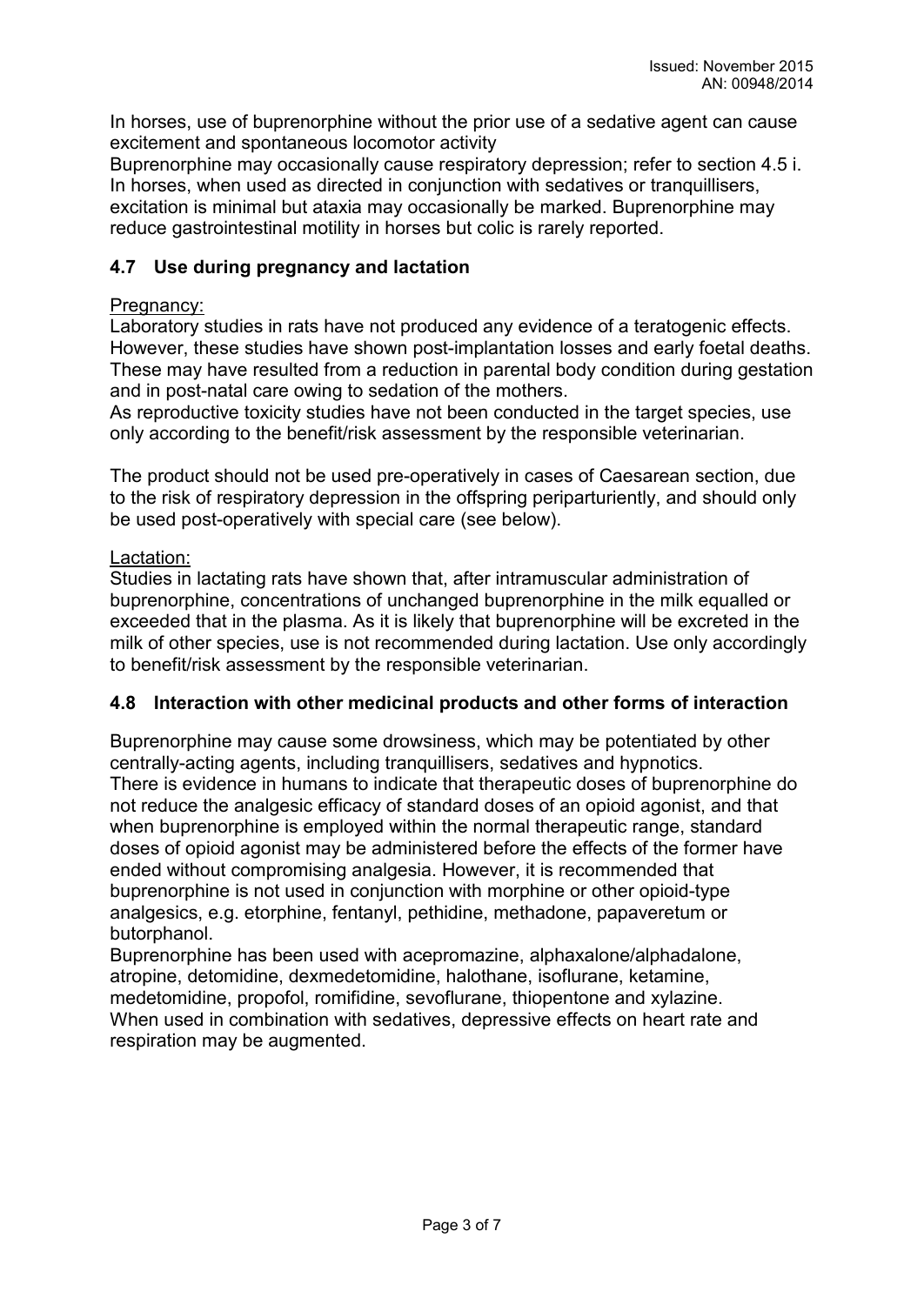In horses, use of buprenorphine without the prior use of a sedative agent can cause excitement and spontaneous locomotor activity

Buprenorphine may occasionally cause respiratory depression; refer to section 4.5 i.

In horses, when used as directed in conjunction with sedatives or tranquillisers, excitation is minimal but ataxia may occasionally be marked. Buprenorphine may reduce gastrointestinal motility in horses but colic is rarely reported.

## 4.7 Use during pregnancy and lactation

Pregnancy:

Laboratory studies in rats have not produced any evidence of a teratogenic effects. However, these studies have shown post-implantation losses and early foetal deaths. These may have resulted from a reduction in parental body condition during gestation and in post-natal care owing to sedation of the mothers.

As reproductive toxicity studies have not been conducted in the target species, use only according to the benefit/risk assessment by the responsible veterinarian.

The product should not be used pre-operatively in cases of Caesarean section, due to the risk of respiratory depression in the offspring periparturiently, and should only be used post-operatively with special care (see below).

Lactation:

Studies in lactating rats have shown that, after intramuscular administration of buprenorphine, concentrations of unchanged buprenorphine in the milk equalled or exceeded that in the plasma. As it is likely that buprenorphine will be excreted in the milk of other species, use is not recommended during lactation. Use only accordingly to benefit/risk assessment by the responsible veterinarian.

## 4.8 Interaction with other medicinal products and other forms of interaction

Buprenorphine may cause some drowsiness, which may be potentiated by other centrally-acting agents, including tranquillisers, sedatives and hypnotics.

There is evidence in humans to indicate that therapeutic doses of buprenorphine do not reduce the analgesic efficacy of standard doses of an opioid agonist, and that when buprenorphine is employed within the normal therapeutic range, standard doses of opioid agonist may be administered before the effects of the former have ended without compromising analgesia. However, it is recommended that buprenorphine is not used in conjunction with morphine or other opioid-type analgesics, e.g. etorphine, fentanyl, pethidine, methadone, papaveretum or butorphanol.

Buprenorphine has been used with acepromazine, alphaxalone/alphadalone, atropine, detomidine, dexmedetomidine, halothane, isoflurane, ketamine, medetomidine, propofol, romifidine, sevoflurane, thiopentone and xylazine.

When used in combination with sedatives, depressive effects on heart rate and respiration may be augmented.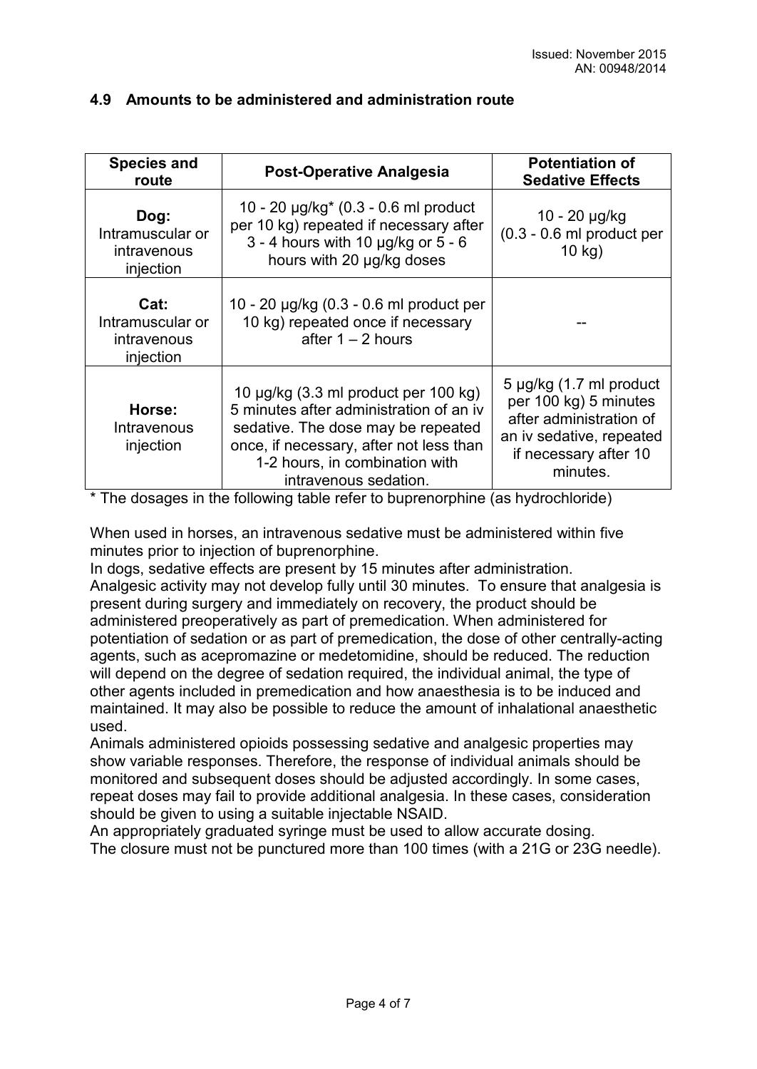Issued: November 2015
AN: 00948/2014

### 4.9 Amounts to be administered and administration route

| Species and route | Post-Operative Analgesia | Potentiation of Sedative Effects |
|---|---|---|
| **Dog:** Intramuscular or intravenous injection | 10 - 20 µg/kg* (0.3 - 0.6 ml product per 10 kg) repeated if necessary after 3 - 4 hours with 10 µg/kg or 5 - 6 hours with 20 µg/kg doses | 10 - 20 µg/kg (0.3 - 0.6 ml product per 10 kg) |
| **Cat:** Intramuscular or intravenous injection | 10 - 20 µg/kg (0.3 - 0.6 ml product per 10 kg) repeated once if necessary after 1 – 2 hours | -- |
| **Horse:** Intravenous injection | 10 µg/kg (3.3 ml product per 100 kg) 5 minutes after administration of an iv sedative. The dose may be repeated once, if necessary, after not less than 1-2 hours, in combination with intravenous sedation. | 5 µg/kg (1.7 ml product per 100 kg) 5 minutes after administration of an iv sedative, repeated if necessary after 10 minutes. |

* The dosages in the following table refer to buprenorphine (as hydrochloride)

When used in horses, an intravenous sedative must be administered within five minutes prior to injection of buprenorphine.
In dogs, sedative effects are present by 15 minutes after administration.
Analgesic activity may not develop fully until 30 minutes. To ensure that analgesia is present during surgery and immediately on recovery, the product should be administered preoperatively as part of premedication. When administered for potentiation of sedation or as part of premedication, the dose of other centrally-acting agents, such as acepromazine or medetomidine, should be reduced. The reduction will depend on the degree of sedation required, the individual animal, the type of other agents included in premedication and how anaesthesia is to be induced and maintained. It may also be possible to reduce the amount of inhalational anaesthetic used.
Animals administered opioids possessing sedative and analgesic properties may show variable responses. Therefore, the response of individual animals should be monitored and subsequent doses should be adjusted accordingly. In some cases, repeat doses may fail to provide additional analgesia. In these cases, consideration should be given to using a suitable injectable NSAID.
An appropriately graduated syringe must be used to allow accurate dosing.
The closure must not be punctured more than 100 times (with a 21G or 23G needle).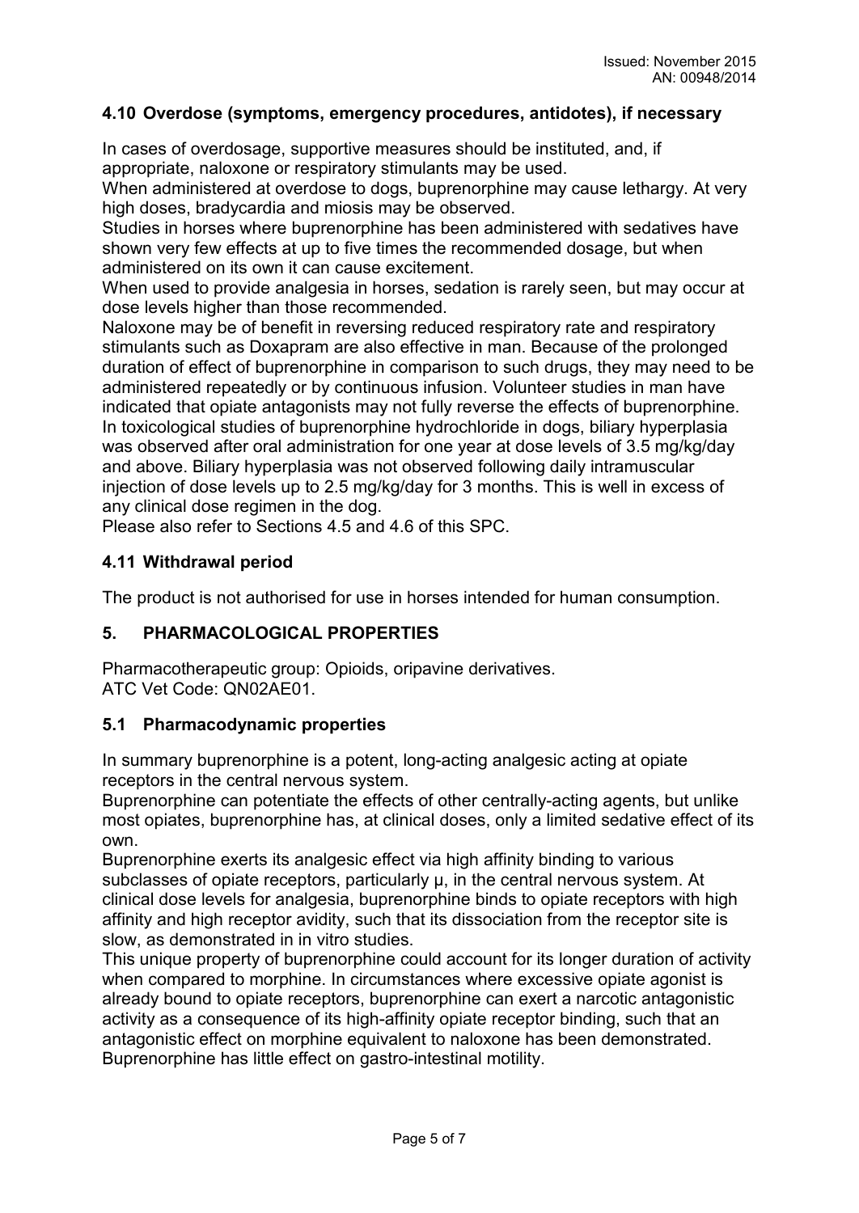### 4.10 Overdose (symptoms, emergency procedures, antidotes), if necessary

In cases of overdosage, supportive measures should be instituted, and, if appropriate, naloxone or respiratory stimulants may be used.
When administered at overdose to dogs, buprenorphine may cause lethargy. At very high doses, bradycardia and miosis may be observed.
Studies in horses where buprenorphine has been administered with sedatives have shown very few effects at up to five times the recommended dosage, but when administered on its own it can cause excitement.
When used to provide analgesia in horses, sedation is rarely seen, but may occur at dose levels higher than those recommended.
Naloxone may be of benefit in reversing reduced respiratory rate and respiratory stimulants such as Doxapram are also effective in man. Because of the prolonged duration of effect of buprenorphine in comparison to such drugs, they may need to be administered repeatedly or by continuous infusion. Volunteer studies in man have indicated that opiate antagonists may not fully reverse the effects of buprenorphine.
In toxicological studies of buprenorphine hydrochloride in dogs, biliary hyperplasia was observed after oral administration for one year at dose levels of 3.5 mg/kg/day and above. Biliary hyperplasia was not observed following daily intramuscular injection of dose levels up to 2.5 mg/kg/day for 3 months. This is well in excess of any clinical dose regimen in the dog.
Please also refer to Sections 4.5 and 4.6 of this SPC.

### 4.11 Withdrawal period

The product is not authorised for use in horses intended for human consumption.

## 5. PHARMACOLOGICAL PROPERTIES

Pharmacotherapeutic group: Opioids, oripavine derivatives.
ATC Vet Code: QN02AE01.

### 5.1 Pharmacodynamic properties

In summary buprenorphine is a potent, long-acting analgesic acting at opiate receptors in the central nervous system.
Buprenorphine can potentiate the effects of other centrally-acting agents, but unlike most opiates, buprenorphine has, at clinical doses, only a limited sedative effect of its own.
Buprenorphine exerts its analgesic effect via high affinity binding to various subclasses of opiate receptors, particularly μ, in the central nervous system. At clinical dose levels for analgesia, buprenorphine binds to opiate receptors with high affinity and high receptor avidity, such that its dissociation from the receptor site is slow, as demonstrated in in vitro studies.
This unique property of buprenorphine could account for its longer duration of activity when compared to morphine. In circumstances where excessive opiate agonist is already bound to opiate receptors, buprenorphine can exert a narcotic antagonistic activity as a consequence of its high-affinity opiate receptor binding, such that an antagonistic effect on morphine equivalent to naloxone has been demonstrated.
Buprenorphine has little effect on gastro-intestinal motility.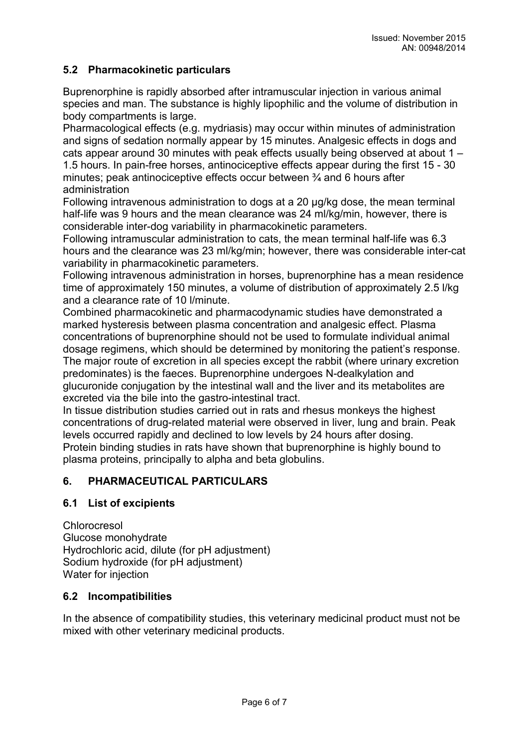## 5.2 Pharmacokinetic particulars

Buprenorphine is rapidly absorbed after intramuscular injection in various animal species and man. The substance is highly lipophilic and the volume of distribution in body compartments is large.

Pharmacological effects (e.g. mydriasis) may occur within minutes of administration and signs of sedation normally appear by 15 minutes. Analgesic effects in dogs and cats appear around 30 minutes with peak effects usually being observed at about 1 – 1.5 hours. In pain-free horses, antinociceptive effects appear during the first 15 - 30 minutes; peak antinociceptive effects occur between ¾ and 6 hours after administration

Following intravenous administration to dogs at a 20 µg/kg dose, the mean terminal half-life was 9 hours and the mean clearance was 24 ml/kg/min, however, there is considerable inter-dog variability in pharmacokinetic parameters.

Following intramuscular administration to cats, the mean terminal half-life was 6.3 hours and the clearance was 23 ml/kg/min; however, there was considerable inter-cat variability in pharmacokinetic parameters.

Following intravenous administration in horses, buprenorphine has a mean residence time of approximately 150 minutes, a volume of distribution of approximately 2.5 l/kg and a clearance rate of 10 l/minute.

Combined pharmacokinetic and pharmacodynamic studies have demonstrated a marked hysteresis between plasma concentration and analgesic effect. Plasma concentrations of buprenorphine should not be used to formulate individual animal dosage regimens, which should be determined by monitoring the patient's response.

The major route of excretion in all species except the rabbit (where urinary excretion predominates) is the faeces. Buprenorphine undergoes N-dealkylation and glucuronide conjugation by the intestinal wall and the liver and its metabolites are excreted via the bile into the gastro-intestinal tract.

In tissue distribution studies carried out in rats and rhesus monkeys the highest concentrations of drug-related material were observed in liver, lung and brain. Peak levels occurred rapidly and declined to low levels by 24 hours after dosing.

Protein binding studies in rats have shown that buprenorphine is highly bound to plasma proteins, principally to alpha and beta globulins.

## 6. PHARMACEUTICAL PARTICULARS

## 6.1 List of excipients

Chlorocresol
Glucose monohydrate
Hydrochloric acid, dilute (for pH adjustment)
Sodium hydroxide (for pH adjustment)
Water for injection

## 6.2 Incompatibilities

In the absence of compatibility studies, this veterinary medicinal product must not be mixed with other veterinary medicinal products.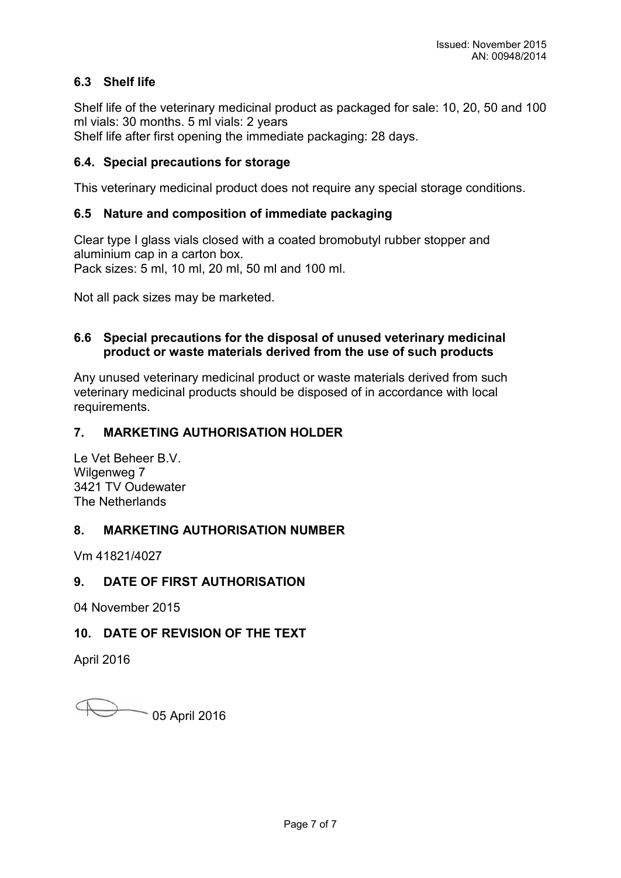### 6.3 Shelf life

Shelf life of the veterinary medicinal product as packaged for sale: 10, 20, 50 and 100 ml vials: 30 months. 5 ml vials: 2 years
Shelf life after first opening the immediate packaging: 28 days.

### 6.4. Special precautions for storage

This veterinary medicinal product does not require any special storage conditions.

### 6.5 Nature and composition of immediate packaging

Clear type I glass vials closed with a coated bromobutyl rubber stopper and aluminium cap in a carton box.
Pack sizes: 5 ml, 10 ml, 20 ml, 50 ml and 100 ml.

Not all pack sizes may be marketed.

### 6.6 Special precautions for the disposal of unused veterinary medicinal product or waste materials derived from the use of such products

Any unused veterinary medicinal product or waste materials derived from such veterinary medicinal products should be disposed of in accordance with local requirements.

## 7. MARKETING AUTHORISATION HOLDER

Le Vet Beheer B.V.
Wilgenweg 7
3421 TV Oudewater
The Netherlands

## 8. MARKETING AUTHORISATION NUMBER

Vm 41821/4027

## 9. DATE OF FIRST AUTHORISATION

04 November 2015

## 10. DATE OF REVISION OF THE TEXT

April 2016

05 April 2016